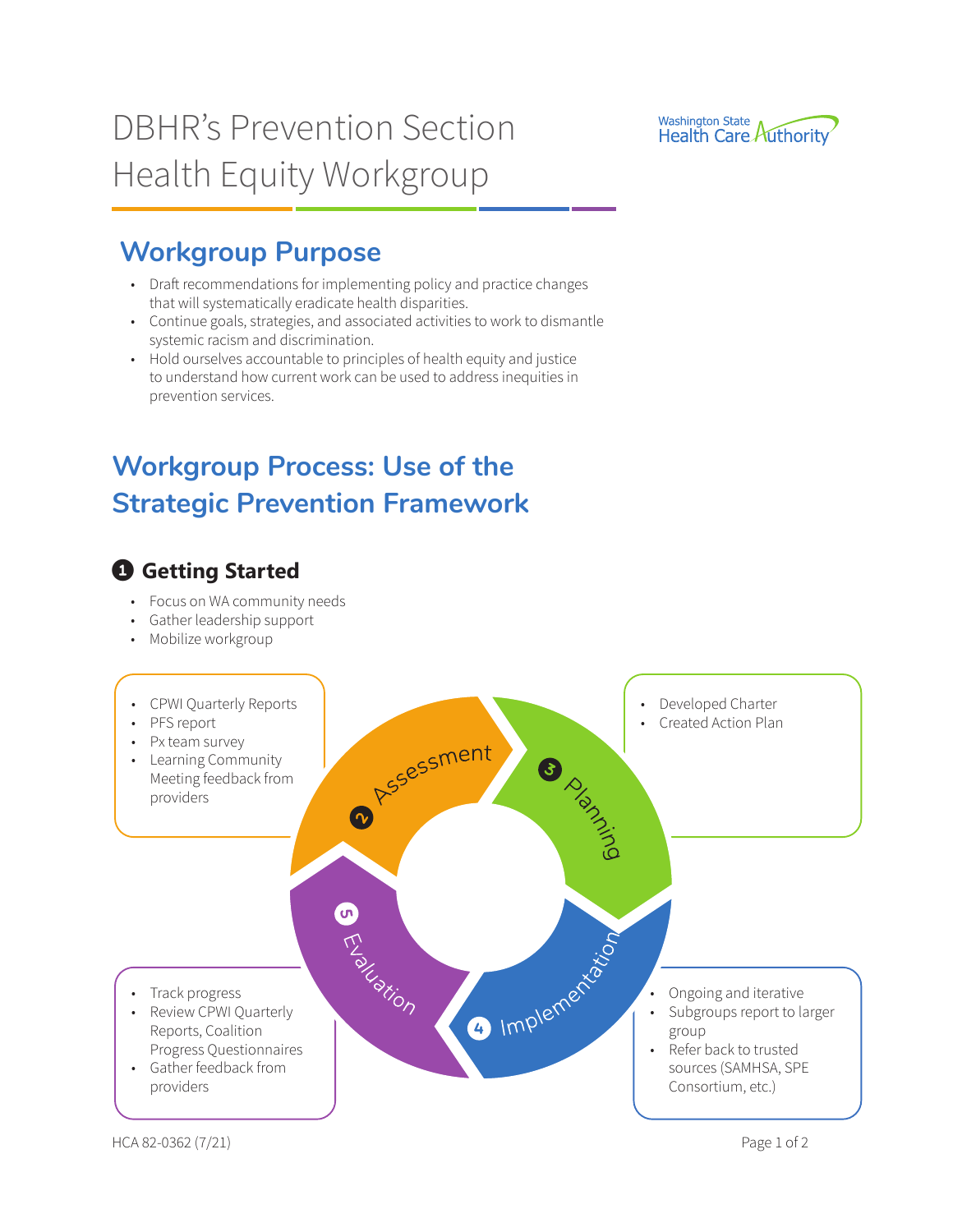# DBHR's Prevention Section Health Equity Workgroup

## Workgroup Purpose

- Draft recommendations for implementing policy and practice changes that will systematically eradicate health disparities.
- Continue goals, strategies, and associated activities to work to dismantle systemic racism and discrimination.
- Hold ourselves accountable to principles of health equity and justice to understand how current work can be used to address inequities in prevention services.

## Workgroup Process: Use of the Strategic Prevention Framework

### 1 Getting Started

- Focus on WA community needs
- Gather leadership support
- Mobilize workgroup

**2 Assessment**

- CPWI Quarterly Reports
- PFS report
- Px team survey
- Learning Community Meeting feedback from providers

**3 Planning**

- Developed Charter
- Created Action Plan

**4 Implementation**

- Ongoing and iterative
- Subgroups report to larger group
- Refer back to trusted sources (SAMHSA, SPE Consortium, etc.)

**5 Evaluation**

- Track progress
- Review CPWI Quarterly Reports, Coalition Progress Questionnaires
- Gather feedback from providers

HCA 82-0362 (7/21)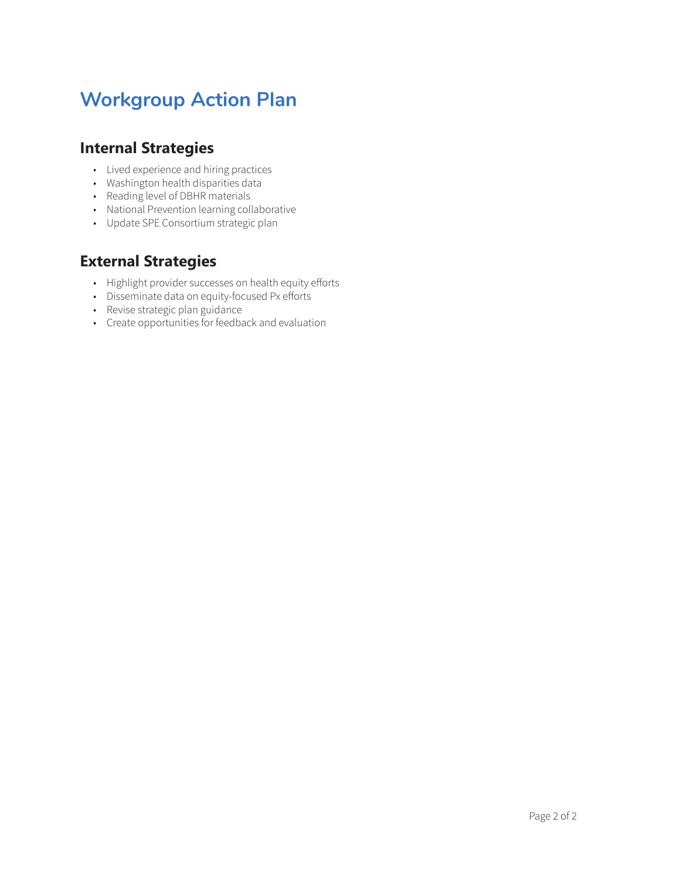# Workgroup Action Plan

## Internal Strategies

- Lived experience and hiring practices
- Washington health disparities data
- Reading level of DBHR materials
- National Prevention learning collaborative
- Update SPE Consortium strategic plan

## External Strategies

- Highlight provider successes on health equity efforts
- Disseminate data on equity-focused Px efforts
- Revise strategic plan guidance
- Create opportunities for feedback and evaluation